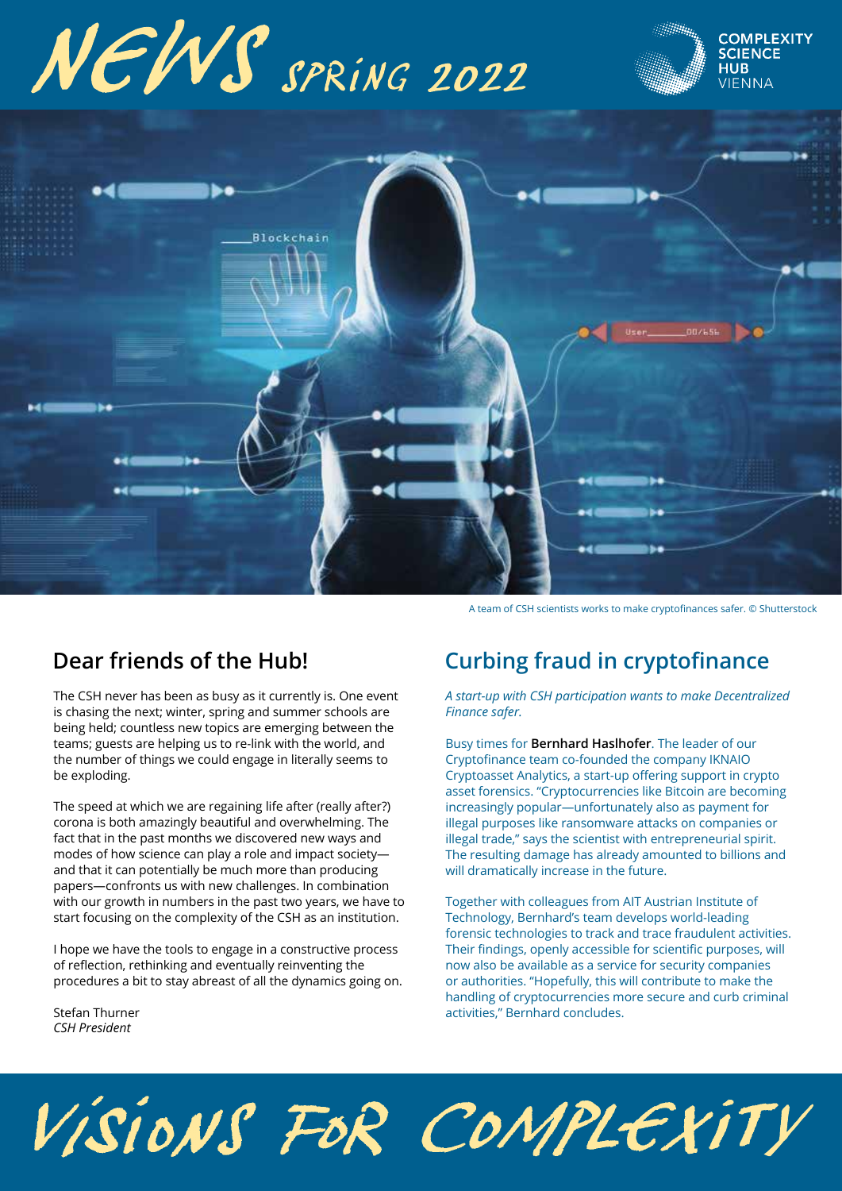# NEWS SPRING 2022

COMPLEXITY SCIENCE HUB VIENNA

A team of CSH scientists works to make cryptofinances safer. © Shutterstock

## Dear friends of the Hub!

The CSH never has been as busy as it currently is. One event is chasing the next; winter, spring and summer schools are being held; countless new topics are emerging between the teams; guests are helping us to re-link with the world, and the number of things we could engage in literally seems to be exploding.

The speed at which we are regaining life after (really after?) corona is both amazingly beautiful and overwhelming. The fact that in the past months we discovered new ways and modes of how science can play a role and impact society—and that it can potentially be much more than producing papers—confronts us with new challenges. In combination with our growth in numbers in the past two years, we have to start focusing on the complexity of the CSH as an institution.

I hope we have the tools to engage in a constructive process of reflection, rethinking and eventually reinventing the procedures a bit to stay abreast of all the dynamics going on.

Stefan Thurner
*CSH President*

## Curbing fraud in cryptofinance

*A start-up with CSH participation wants to make Decentralized Finance safer.*

Busy times for **Bernhard Haslhofer**. The leader of our Cryptofinance team co-founded the company IKNAIO Cryptoasset Analytics, a start-up offering support in crypto asset forensics. "Cryptocurrencies like Bitcoin are becoming increasingly popular—unfortunately also as payment for illegal purposes like ransomware attacks on companies or illegal trade," says the scientist with entrepreneurial spirit. The resulting damage has already amounted to billions and will dramatically increase in the future.

Together with colleagues from AIT Austrian Institute of Technology, Bernhard's team develops world-leading forensic technologies to track and trace fraudulent activities. Their findings, openly accessible for scientific purposes, will now also be available as a service for security companies or authorities. "Hopefully, this will contribute to make the handling of cryptocurrencies more secure and curb criminal activities," Bernhard concludes.

VISIONS FOR COMPLEXITY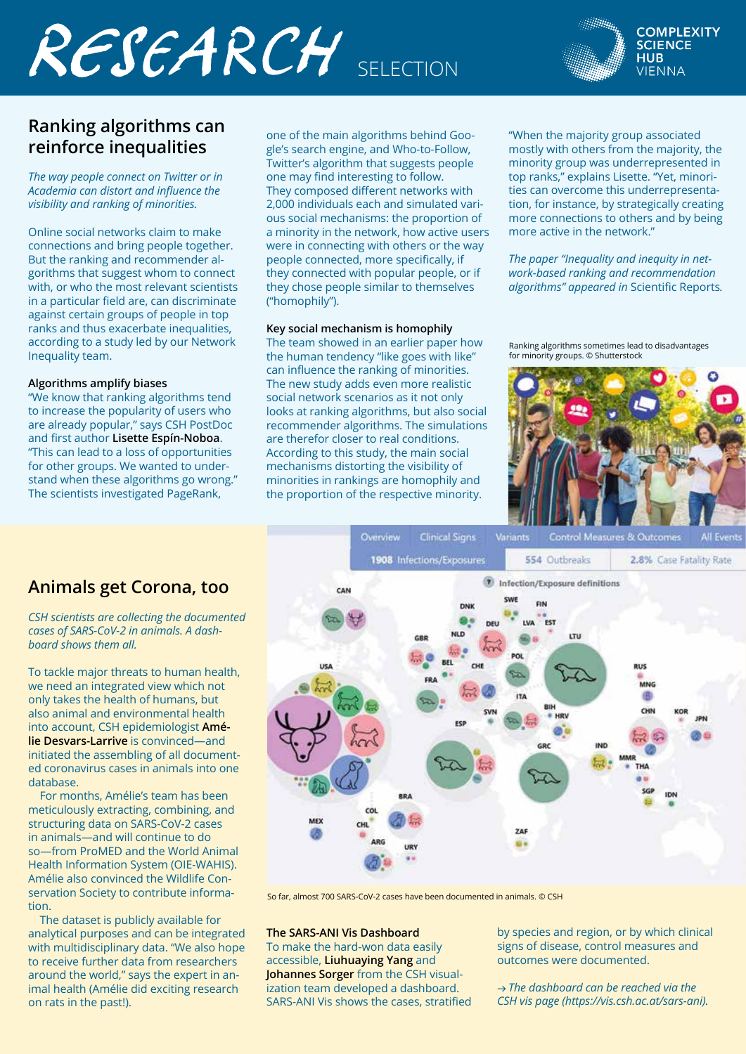# RESEARCH SELECTION

## Ranking algorithms can reinforce inequalities

*The way people connect on Twitter or in Academia can distort and influence the visibility and ranking of minorities.*

Online social networks claim to make connections and bring people together. But the ranking and recommender algorithms that suggest whom to connect with, or who the most relevant scientists in a particular field are, can discriminate against certain groups of people in top ranks and thus exacerbate inequalities, according to a study led by our Network Inequality team.

### Algorithms amplify biases

"We know that ranking algorithms tend to increase the popularity of users who are already popular," says CSH PostDoc and first author **Lisette Espín-Noboa**. "This can lead to a loss of opportunities for other groups. We wanted to understand when these algorithms go wrong." The scientists investigated PageRank, one of the main algorithms behind Google's search engine, and Who-to-Follow, Twitter's algorithm that suggests people one may find interesting to follow. They composed different networks with 2,000 individuals each and simulated various social mechanisms: the proportion of a minority in the network, how active users were in connecting with others or the way people connected, more specifically, if they connected with popular people, or if they chose people similar to themselves ("homophily").

### Key social mechanism is homophily

The team showed in an earlier paper how the human tendency "like goes with like" can influence the ranking of minorities. The new study adds even more realistic social network scenarios as it not only looks at ranking algorithms, but also social recommender algorithms. The simulations are therefor closer to real conditions. According to this study, the main social mechanisms distorting the visibility of minorities in rankings are homophily and the proportion of the respective minority.

"When the majority group associated mostly with others from the majority, the minority group was underrepresented in top ranks," explains Lisette. "Yet, minorities can overcome this underrepresentation, for instance, by strategically creating more connections to others and by being more active in the network."

*The paper "Inequality and inequity in network-based ranking and recommendation algorithms" appeared in* Scientific Reports.

Ranking algorithms sometimes lead to disadvantages for minority groups. © Shutterstock

## Animals get Corona, too

*CSH scientists are collecting the documented cases of SARS-CoV-2 in animals. A dashboard shows them all.*

To tackle major threats to human health, we need an integrated view which not only takes the health of humans, but also animal and environmental health into account, CSH epidemiologist **Amélie Desvars-Larrive** is convinced—and initiated the assembling of all documented coronavirus cases in animals into one database.

For months, Amélie's team has been meticulously extracting, combining, and structuring data on SARS-CoV-2 cases in animals—and will continue to do so—from ProMED and the World Animal Health Information System (OIE-WAHIS). Amélie also convinced the Wildlife Conservation Society to contribute information.

The dataset is publicly available for analytical purposes and can be integrated with multidisciplinary data. "We also hope to receive further data from researchers around the world," says the expert in animal health (Amélie did exciting research on rats in the past!).

So far, almost 700 SARS-CoV-2 cases have been documented in animals. © CSH

### The SARS-ANI Vis Dashboard

To make the hard-won data easily accessible, **Liuhuaying Yang** and **Johannes Sorger** from the CSH visualization team developed a dashboard. SARS-ANI Vis shows the cases, stratified by species and region, or by which clinical signs of disease, control measures and outcomes were documented.

→ *The dashboard can be reached via the CSH vis page (https://vis.csh.ac.at/sars-ani).*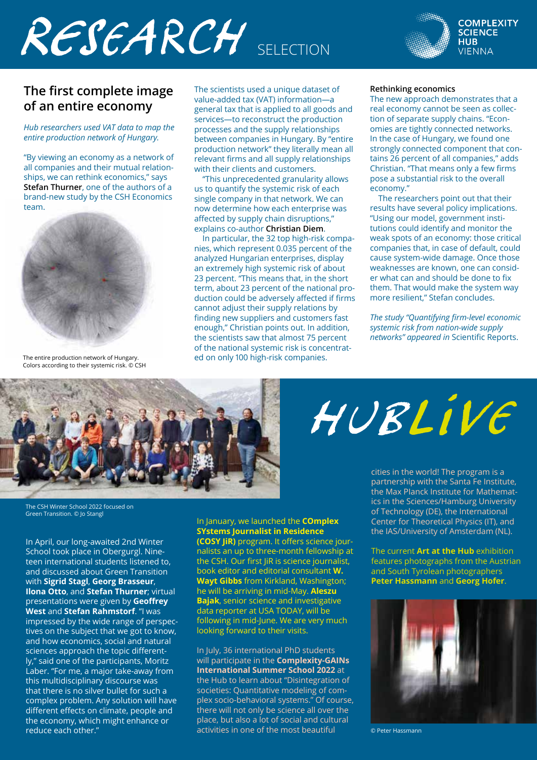# RESEARCH SELECTION

COMPLEXITY SCIENCE HUB VIENNA

## The first complete image of an entire economy

*Hub researchers used VAT data to map the entire production network of Hungary.*

"By viewing an economy as a network of all companies and their mutual relationships, we can rethink economics," says **Stefan Thurner**, one of the authors of a brand-new study by the CSH Economics team.

The entire production network of Hungary. Colors according to their systemic risk. © CSH

The scientists used a unique dataset of value-added tax (VAT) information—a general tax that is applied to all goods and services—to reconstruct the production processes and the supply relationships between companies in Hungary. By "entire production network" they literally mean all relevant firms and all supply relationships with their clients and customers.

"This unprecedented granularity allows us to quantify the systemic risk of each single company in that network. We can now determine how each enterprise was affected by supply chain disruptions," explains co-author **Christian Diem**.

In particular, the 32 top high-risk companies, which represent 0.035 percent of the analyzed Hungarian enterprises, display an extremely high systemic risk of about 23 percent. "This means that, in the short term, about 23 percent of the national production could be adversely affected if firms cannot adjust their supply relations by finding new suppliers and customers fast enough," Christian points out. In addition, the scientists saw that almost 75 percent of the national systemic risk is concentrated on only 100 high-risk companies.

### Rethinking economics

The new approach demonstrates that a real economy cannot be seen as collection of separate supply chains. "Economies are tightly connected networks. In the case of Hungary, we found one strongly connected component that contains 26 percent of all companies," adds Christian. "That means only a few firms pose a substantial risk to the overall economy."

The researchers point out that their results have several policy implications. "Using our model, government institutions could identify and monitor the weak spots of an economy: those critical companies that, in case of default, could cause system-wide damage. Once those weaknesses are known, one can consider what can and should be done to fix them. That would make the system way more resilient," Stefan concludes.

*The study "Quantifying firm-level economic systemic risk from nation-wide supply networks" appeared in* Scientific Reports.

# HUBLIVE

The CSH Winter School 2022 focused on Green Transition. © Jo Stangl

In April, our long-awaited 2nd Winter School took place in Obergurgl. Nineteen international students listened to, and discussed about Green Transition with **Sigrid Stagl**, **Georg Brasseur**, **Ilona Otto**, and **Stefan Thurner**; virtual presentations were given by **Geoffrey West** and **Stefan Rahmstorf**. "I was impressed by the wide range of perspectives on the subject that we got to know, and how economics, social and natural sciences approach the topic differently," said one of the participants, Moritz Laber. "For me, a major take-away from this multidisciplinary discourse was that there is no silver bullet for such a complex problem. Any solution will have different effects on climate, people and the economy, which might enhance or reduce each other."

In January, we launched the **COmplex SYstems Journalist in Residence (COSY JiR)** program. It offers science journalists an up to three-month fellowship at the CSH. Our first JiR is science journalist, book editor and editorial consultant **W. Wayt Gibbs** from Kirkland, Washington; he will be arriving in mid-May. **Aleszu Bajak**, senior science and investigative data reporter at USA TODAY, will be following in mid-June. We are very much looking forward to their visits.

In July, 36 international PhD students will participate in the **Complexity-GAINs International Summer School 2022** at the Hub to learn about "Disintegration of societies: Quantitative modeling of complex socio-behavioral systems." Of course, there will not only be science all over the place, but also a lot of social and cultural activities in one of the most beautiful cities in the world! The program is a partnership with the Santa Fe Institute, the Max Planck Institute for Mathematics in the Sciences/Hamburg University of Technology (DE), the International Center for Theoretical Physics (IT), and the IAS/University of Amsterdam (NL).

The current **Art at the Hub** exhibition features photographs from the Austrian and South Tyrolean photographers **Peter Hassmann** and **Georg Hofer**.

© Peter Hassmann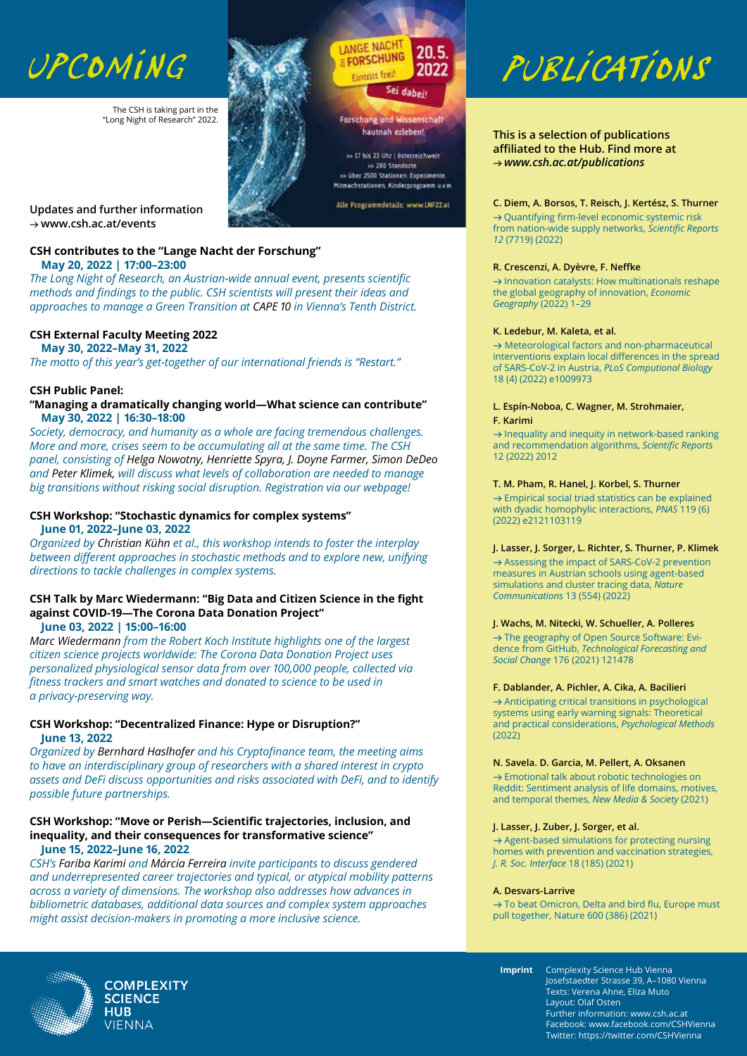# UPCOMING

The CSH is taking part in the "Long Night of Research" 2022.

LANGE NACHT der FORSCHUNG 20.5. 2022
Eintritt frei!
Sei dabei!
Forschung und Wissenschaft hautnah erleben!
>> 17 bis 23 Uhr | österreichweit
>> 280 Standorte
>> über 2500 Stationen: Experimente, Mitmachstationen, Kinderprogramm u.v.m.
Alle Programmdetails: www.LNF22.at

**Updates and further information**
→ **www.csh.ac.at/events**

**CSH contributes to the "Lange Nacht der Forschung"**
**May 20, 2022 | 17:00–23:00**
*The Long Night of Research, an Austrian-wide annual event, presents scientific methods and findings to the public. CSH scientists will present their ideas and approaches to manage a Green Transition at* CAPE 10 *in Vienna's Tenth District.*

**CSH External Faculty Meeting 2022**
**May 30, 2022–May 31, 2022**
*The motto of this year's get-together of our international friends is "Restart."*

**CSH Public Panel:**
**"Managing a dramatically changing world—What science can contribute"**
**May 30, 2022 | 16:30–18:00**
*Society, democracy, and humanity as a whole are facing tremendous challenges. More and more, crises seem to be accumulating all at the same time. The CSH panel, consisting of* Helga Nowotny, Henriette Spyra, J. Doyne Farmer, Simon DeDeo *and* Peter Klimek*, will discuss what levels of collaboration are needed to manage big transitions without risking social disruption. Registration via our webpage!*

**CSH Workshop: "Stochastic dynamics for complex systems"**
**June 01, 2022–June 03, 2022**
*Organized by* Christian Kühn *et al., this workshop intends to foster the interplay between different approaches in stochastic methods and to explore new, unifying directions to tackle challenges in complex systems.*

**CSH Talk by Marc Wiedermann: "Big Data and Citizen Science in the fight against COVID-19—The Corona Data Donation Project"**
**June 03, 2022 | 15:00–16:00**
Marc Wiedermann *from the Robert Koch Institute highlights one of the largest citizen science projects worldwide: The Corona Data Donation Project uses personalized physiological sensor data from over 100,000 people, collected via fitness trackers and smart watches and donated to science to be used in a privacy-preserving way.*

**CSH Workshop: "Decentralized Finance: Hype or Disruption?"**
**June 13, 2022**
*Organized by* Bernhard Haslhofer *and his Cryptofinance team, the meeting aims to have an interdisciplinary group of researchers with a shared interest in crypto assets and DeFi discuss opportunities and risks associated with DeFi, and to identify possible future partnerships.*

**CSH Workshop: "Move or Perish—Scientific trajectories, inclusion, and inequality, and their consequences for transformative science"**
**June 15, 2022–June 16, 2022**
*CSH's* Fariba Karimi *and* Márcia Ferreira *invite participants to discuss gendered and underrepresented career trajectories and typical, or atypical mobility patterns across a variety of dimensions. The workshop also addresses how advances in bibliometric databases, additional data sources and complex system approaches might assist decision-makers in promoting a more inclusive science.*

# PUBLICATIONS

**This is a selection of publications affiliated to the Hub. Find more at**
→ ***www.csh.ac.at/publications***

**C. Diem, A. Borsos, T. Reisch, J. Kertész, S. Thurner**
→ Quantifying firm-level economic systemic risk from nation-wide supply networks, *Scientific Reports 12* (7719) (2022)

**R. Crescenzi, A. Dyèvre, F. Neffke**
→ Innovation catalysts: How multinationals reshape the global geography of innovation, *Economic Geography* (2022) 1–29

**K. Ledebur, M. Kaleta, et al.**
→ Meteorological factors and non-pharmaceutical interventions explain local differences in the spread of SARS-CoV-2 in Austria, *PLoS Computional Biology* 18 (4) (2022) e1009973

**L. Espín-Noboa, C. Wagner, M. Strohmaier, F. Karimi**
→ Inequality and inequity in network-based ranking and recommendation algorithms, *Scientific Reports* 12 (2022) 2012

**T. M. Pham, R. Hanel, J. Korbel, S. Thurner**
→ Empirical social triad statistics can be explained with dyadic homophylic interactions, *PNAS* 119 (6) (2022) e2121103119

**J. Lasser, J. Sorger, L. Richter, S. Thurner, P. Klimek**
→ Assessing the impact of SARS-CoV-2 prevention measures in Austrian schools using agent-based simulations and cluster tracing data, *Nature Communications* 13 (554) (2022)

**J. Wachs, M. Nitecki, W. Schueller, A. Polleres**
→ The geography of Open Source Software: Evidence from GitHub, *Technological Forecasting and Social Change* 176 (2021) 121478

**F. Dablander, A. Pichler, A. Cika, A. Bacilieri**
→ Anticipating critical transitions in psychological systems using early warning signals: Theoretical and practical considerations, *Psychological Methods* (2022)

**N. Savela. D. Garcia, M. Pellert, A. Oksanen**
→ Emotional talk about robotic technologies on Reddit: Sentiment analysis of life domains, motives, and temporal themes, *New Media & Society* (2021)

**J. Lasser, J. Zuber, J. Sorger, et al.**
→ Agent-based simulations for protecting nursing homes with prevention and vaccination strategies, *J. R. Soc. Interface* 18 (185) (2021)

**A. Desvars-Larrive**
→ To beat Omicron, Delta and bird flu, Europe must pull together, Nature 600 (386) (2021)

COMPLEXITY SCIENCE HUB VIENNA

**Imprint** Complexity Science Hub Vienna
Josefstaedter Strasse 39, A–1080 Vienna
Texts: Verena Ahne, Eliza Muto
Layout: Olaf Osten
Further information: www.csh.ac.at
Facebook: www.facebook.com/CSHVienna
Twitter: https://twitter.com/CSHVienna